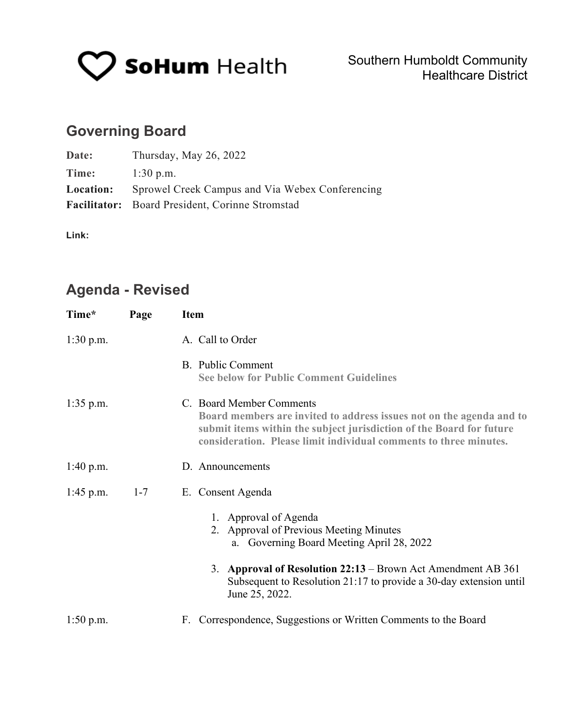**SoHum Health**

Southern Humboldt Community Healthcare District

## Governing Board

**Date:** Thursday, May 26, 2022

**Time:** 1:30 p.m.

**Location:** Sprowel Creek Campus and Via Webex Conferencing

**Facilitator:** Board President, Corinne Stromstad

**Link:**

## Agenda - Revised

| Time* | Page | Item |
|---|---|---|
| 1:30 p.m. | | A. Call to Order |
| | | B. Public Comment<br>**See below for Public Comment Guidelines** |
| 1:35 p.m. | | C. Board Member Comments<br>**Board members are invited to address issues not on the agenda and to submit items within the subject jurisdiction of the Board for future consideration. Please limit individual comments to three minutes.** |
| 1:40 p.m. | | D. Announcements |
| 1:45 p.m. | 1-7 | E. Consent Agenda<br>1. Approval of Agenda<br>2. Approval of Previous Meeting Minutes<br>a. Governing Board Meeting April 28, 2022<br>3. **Approval of Resolution 22:13** – Brown Act Amendment AB 361 Subsequent to Resolution 21:17 to provide a 30-day extension until June 25, 2022. |
| 1:50 p.m. | | F. Correspondence, Suggestions or Written Comments to the Board |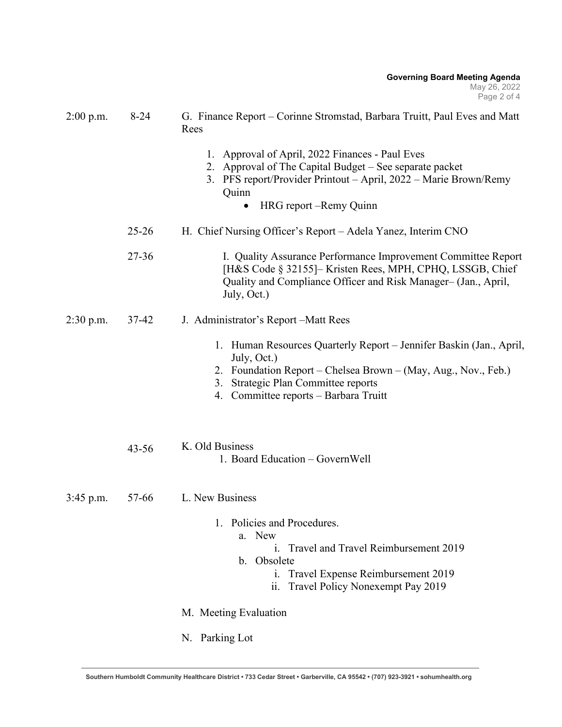| Time | Pages | Item |
|---|---|---|
| 2:00 p.m. | 8-24 | G. Finance Report – Corinne Stromstad, Barbara Truitt, Paul Eves and Matt Rees |
| | | 1. Approval of April, 2022 Finances - Paul Eves |
| | | 2. Approval of The Capital Budget – See separate packet |
| | | 3. PFS report/Provider Printout – April, 2022 – Marie Brown/Remy Quinn |
| | | • HRG report –Remy Quinn |
| | 25-26 | H. Chief Nursing Officer's Report – Adela Yanez, Interim CNO |
| | 27-36 | I. Quality Assurance Performance Improvement Committee Report [H&S Code § 32155]– Kristen Rees, MPH, CPHQ, LSSGB, Chief Quality and Compliance Officer and Risk Manager– (Jan., April, July, Oct.) |
| 2:30 p.m. | 37-42 | J. Administrator's Report –Matt Rees |
| | | 1. Human Resources Quarterly Report – Jennifer Baskin (Jan., April, July, Oct.) |
| | | 2. Foundation Report – Chelsea Brown – (May, Aug., Nov., Feb.) |
| | | 3. Strategic Plan Committee reports |
| | | 4. Committee reports – Barbara Truitt |
| | 43-56 | K. Old Business |
| | | 1. Board Education – GovernWell |
| 3:45 p.m. | 57-66 | L. New Business |
| | | 1. Policies and Procedures. |
| | | a. New |
| | | i. Travel and Travel Reimbursement 2019 |
| | | b. Obsolete |
| | | i. Travel Expense Reimbursement 2019 |
| | | ii. Travel Policy Nonexempt Pay 2019 |
| | | M. Meeting Evaluation |
| | | N. Parking Lot |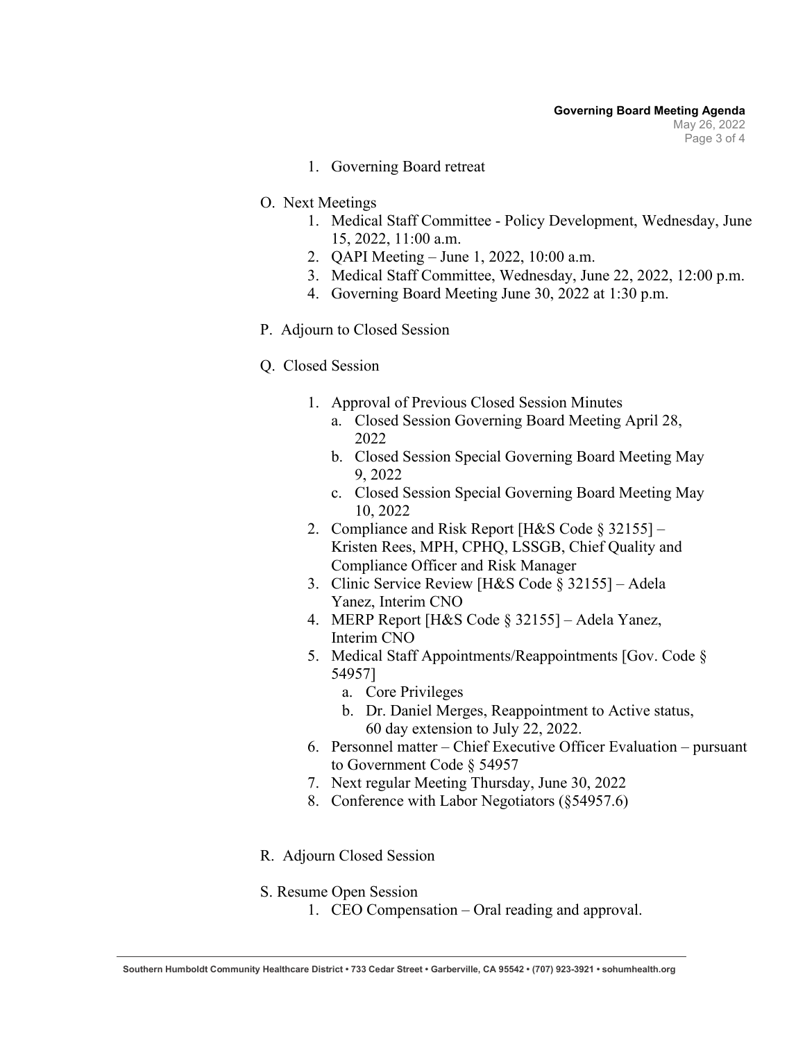1. Governing Board retreat

O. Next Meetings
   1. Medical Staff Committee - Policy Development, Wednesday, June 15, 2022, 11:00 a.m.
   2. QAPI Meeting – June 1, 2022, 10:00 a.m.
   3. Medical Staff Committee, Wednesday, June 22, 2022, 12:00 p.m.
   4. Governing Board Meeting June 30, 2022 at 1:30 p.m.

P. Adjourn to Closed Session

Q. Closed Session

   1. Approval of Previous Closed Session Minutes
      a. Closed Session Governing Board Meeting April 28, 2022
      b. Closed Session Special Governing Board Meeting May 9, 2022
      c. Closed Session Special Governing Board Meeting May 10, 2022
   2. Compliance and Risk Report [H&S Code § 32155] – Kristen Rees, MPH, CPHQ, LSSGB, Chief Quality and Compliance Officer and Risk Manager
   3. Clinic Service Review [H&S Code § 32155] – Adela Yanez, Interim CNO
   4. MERP Report [H&S Code § 32155] – Adela Yanez, Interim CNO
   5. Medical Staff Appointments/Reappointments [Gov. Code § 54957]
      a. Core Privileges
      b. Dr. Daniel Merges, Reappointment to Active status, 60 day extension to July 22, 2022.
   6. Personnel matter – Chief Executive Officer Evaluation – pursuant to Government Code § 54957
   7. Next regular Meeting Thursday, June 30, 2022
   8. Conference with Labor Negotiators (§54957.6)

R. Adjourn Closed Session

S. Resume Open Session
   1. CEO Compensation – Oral reading and approval.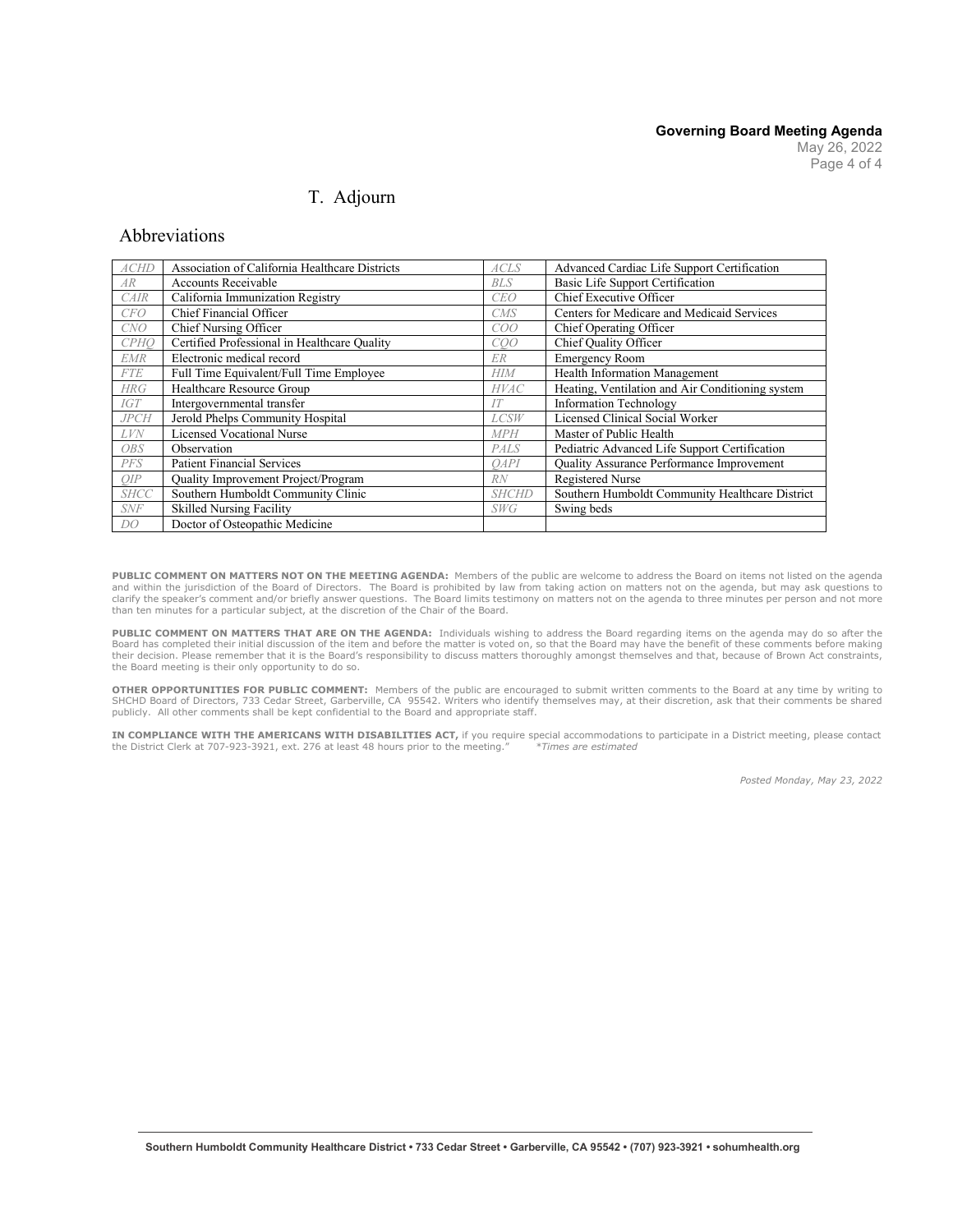T. Adjourn

## Abbreviations

| | | | |
|---|---|---|---|
| ACHD | Association of California Healthcare Districts | ACLS | Advanced Cardiac Life Support Certification |
| AR | Accounts Receivable | BLS | Basic Life Support Certification |
| CAIR | California Immunization Registry | CEO | Chief Executive Officer |
| CFO | Chief Financial Officer | CMS | Centers for Medicare and Medicaid Services |
| CNO | Chief Nursing Officer | COO | Chief Operating Officer |
| CPHQ | Certified Professional in Healthcare Quality | CQO | Chief Quality Officer |
| EMR | Electronic medical record | ER | Emergency Room |
| FTE | Full Time Equivalent/Full Time Employee | HIM | Health Information Management |
| HRG | Healthcare Resource Group | HVAC | Heating, Ventilation and Air Conditioning system |
| IGT | Intergovernmental transfer | IT | Information Technology |
| JPCH | Jerold Phelps Community Hospital | LCSW | Licensed Clinical Social Worker |
| LVN | Licensed Vocational Nurse | MPH | Master of Public Health |
| OBS | Observation | PALS | Pediatric Advanced Life Support Certification |
| PFS | Patient Financial Services | QAPI | Quality Assurance Performance Improvement |
| QIP | Quality Improvement Project/Program | RN | Registered Nurse |
| SHCC | Southern Humboldt Community Clinic | SHCHD | Southern Humboldt Community Healthcare District |
| SNF | Skilled Nursing Facility | SWG | Swing beds |
| DO | Doctor of Osteopathic Medicine | | |

**PUBLIC COMMENT ON MATTERS NOT ON THE MEETING AGENDA:** Members of the public are welcome to address the Board on items not listed on the agenda and within the jurisdiction of the Board of Directors. The Board is prohibited by law from taking action on matters not on the agenda, but may ask questions to clarify the speaker's comment and/or briefly answer questions. The Board limits testimony on matters not on the agenda to three minutes per person and not more than ten minutes for a particular subject, at the discretion of the Chair of the Board.

**PUBLIC COMMENT ON MATTERS THAT ARE ON THE AGENDA:** Individuals wishing to address the Board regarding items on the agenda may do so after the Board has completed their initial discussion of the item and before the matter is voted on, so that the Board may have the benefit of these comments before making their decision. Please remember that it is the Board's responsibility to discuss matters thoroughly amongst themselves and that, because of Brown Act constraints, the Board meeting is their only opportunity to do so.

**OTHER OPPORTUNITIES FOR PUBLIC COMMENT:** Members of the public are encouraged to submit written comments to the Board at any time by writing to SHCHD Board of Directors, 733 Cedar Street, Garberville, CA 95542. Writers who identify themselves may, at their discretion, ask that their comments be shared publicly. All other comments shall be kept confidential to the Board and appropriate staff.

**IN COMPLIANCE WITH THE AMERICANS WITH DISABILITIES ACT,** if you require special accommodations to participate in a District meeting, please contact the District Clerk at 707-923-3921, ext. 276 at least 48 hours prior to the meeting." *\*Times are estimated*

*Posted Monday, May 23, 2022*